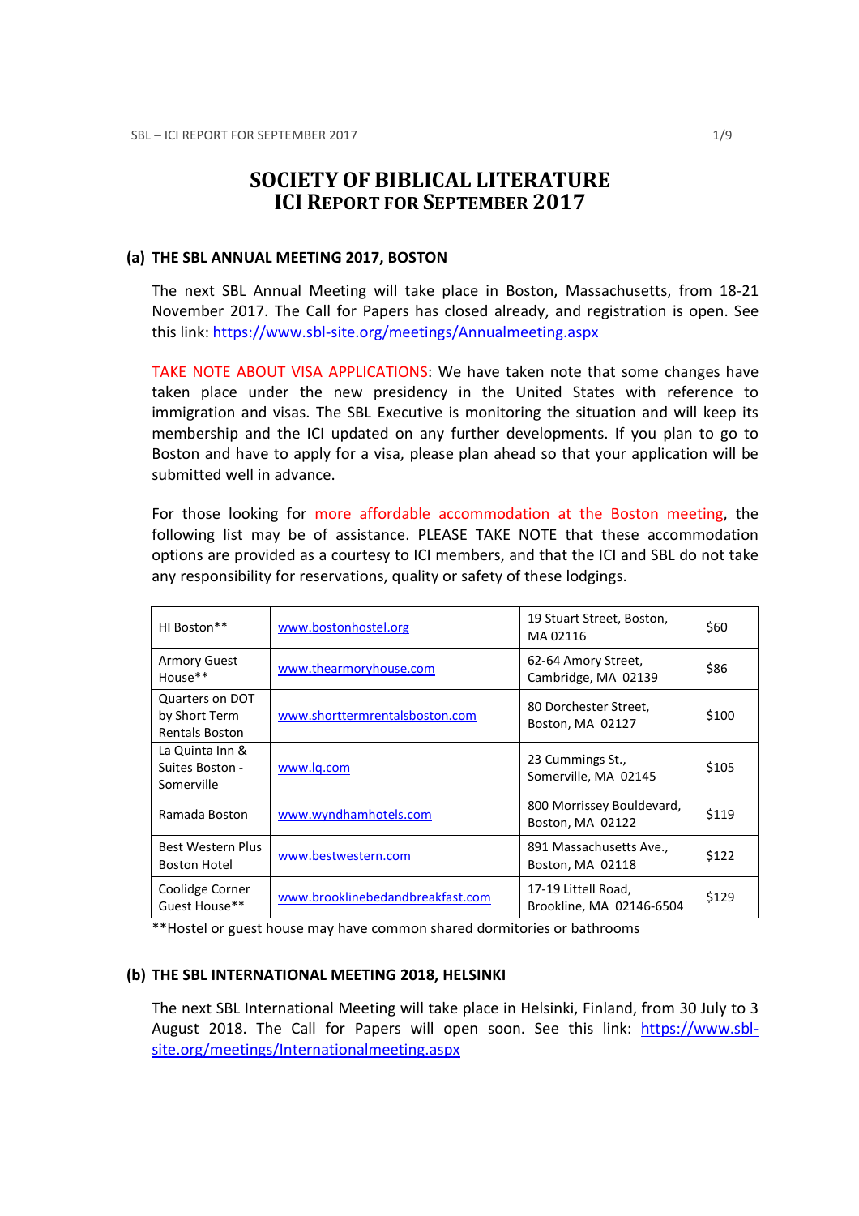# SOCIETY OF BIBLICAL LITERATURE
# ICI REPORT FOR SEPTEMBER 2017

## (a) THE SBL ANNUAL MEETING 2017, BOSTON

The next SBL Annual Meeting will take place in Boston, Massachusetts, from 18-21 November 2017. The Call for Papers has closed already, and registration is open. See this link: https://www.sbl-site.org/meetings/Annualmeeting.aspx

TAKE NOTE ABOUT VISA APPLICATIONS: We have taken note that some changes have taken place under the new presidency in the United States with reference to immigration and visas. The SBL Executive is monitoring the situation and will keep its membership and the ICI updated on any further developments. If you plan to go to Boston and have to apply for a visa, please plan ahead so that your application will be submitted well in advance.

For those looking for more affordable accommodation at the Boston meeting, the following list may be of assistance. PLEASE TAKE NOTE that these accommodation options are provided as a courtesy to ICI members, and that the ICI and SBL do not take any responsibility for reservations, quality or safety of these lodgings.

| | | | |
|---|---|---|---|
| HI Boston** | www.bostonhostel.org | 19 Stuart Street, Boston, MA 02116 | $60 |
| Armory Guest House** | www.thearmoryhouse.com | 62-64 Amory Street, Cambridge, MA 02139 | $86 |
| Quarters on DOT by Short Term Rentals Boston | www.shorttermrentalsboston.com | 80 Dorchester Street, Boston, MA 02127 | $100 |
| La Quinta Inn & Suites Boston - Somerville | www.lq.com | 23 Cummings St., Somerville, MA 02145 | $105 |
| Ramada Boston | www.wyndhamhotels.com | 800 Morrissey Bouldevard, Boston, MA 02122 | $119 |
| Best Western Plus Boston Hotel | www.bestwestern.com | 891 Massachusetts Ave., Boston, MA 02118 | $122 |
| Coolidge Corner Guest House** | www.brooklinebedandbreakfast.com | 17-19 Littell Road, Brookline, MA 02146-6504 | $129 |

**Hostel or guest house may have common shared dormitories or bathrooms

## (b) THE SBL INTERNATIONAL MEETING 2018, HELSINKI

The next SBL International Meeting will take place in Helsinki, Finland, from 30 July to 3 August 2018. The Call for Papers will open soon. See this link: https://www.sbl-site.org/meetings/Internationalmeeting.aspx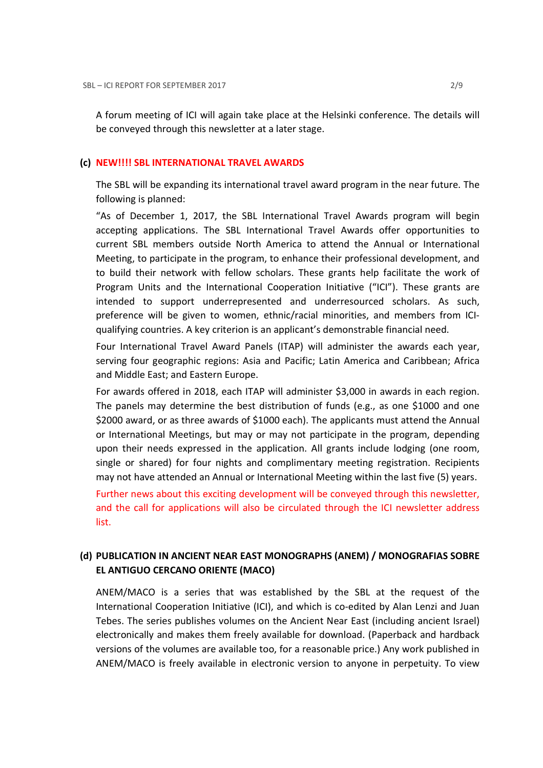A forum meeting of ICI will again take place at the Helsinki conference. The details will be conveyed through this newsletter at a later stage.

### (c) NEW!!!! SBL INTERNATIONAL TRAVEL AWARDS

The SBL will be expanding its international travel award program in the near future. The following is planned:

"As of December 1, 2017, the SBL International Travel Awards program will begin accepting applications. The SBL International Travel Awards offer opportunities to current SBL members outside North America to attend the Annual or International Meeting, to participate in the program, to enhance their professional development, and to build their network with fellow scholars. These grants help facilitate the work of Program Units and the International Cooperation Initiative ("ICI"). These grants are intended to support underrepresented and underresourced scholars. As such, preference will be given to women, ethnic/racial minorities, and members from ICI-qualifying countries. A key criterion is an applicant's demonstrable financial need.

Four International Travel Award Panels (ITAP) will administer the awards each year, serving four geographic regions: Asia and Pacific; Latin America and Caribbean; Africa and Middle East; and Eastern Europe.

For awards offered in 2018, each ITAP will administer $3,000 in awards in each region. The panels may determine the best distribution of funds (e.g., as one $1000 and one $2000 award, or as three awards of $1000 each). The applicants must attend the Annual or International Meetings, but may or may not participate in the program, depending upon their needs expressed in the application. All grants include lodging (one room, single or shared) for four nights and complimentary meeting registration. Recipients may not have attended an Annual or International Meeting within the last five (5) years.

Further news about this exciting development will be conveyed through this newsletter, and the call for applications will also be circulated through the ICI newsletter address list.

### (d) PUBLICATION IN ANCIENT NEAR EAST MONOGRAPHS (ANEM) / MONOGRAFIAS SOBRE EL ANTIGUO CERCANO ORIENTE (MACO)

ANEM/MACO is a series that was established by the SBL at the request of the International Cooperation Initiative (ICI), and which is co-edited by Alan Lenzi and Juan Tebes. The series publishes volumes on the Ancient Near East (including ancient Israel) electronically and makes them freely available for download. (Paperback and hardback versions of the volumes are available too, for a reasonable price.) Any work published in ANEM/MACO is freely available in electronic version to anyone in perpetuity. To view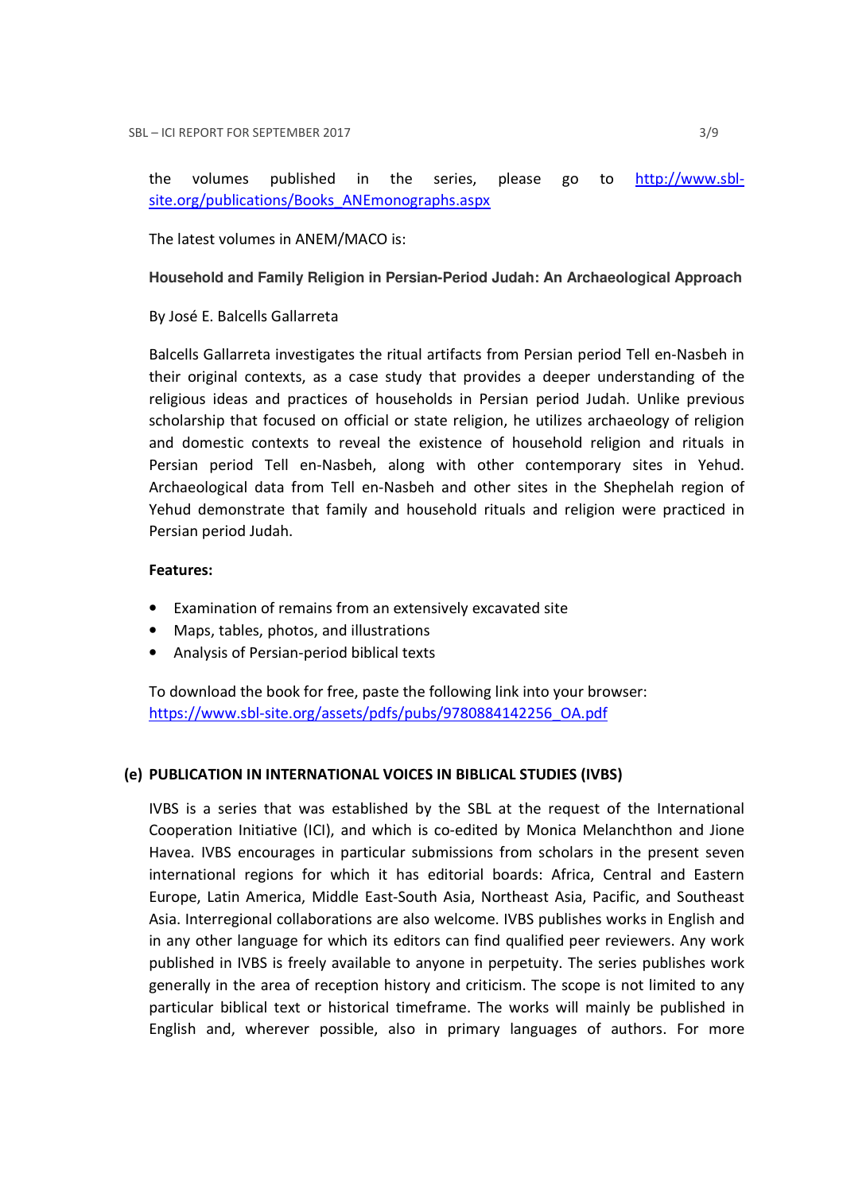the volumes published in the series, please go to [http://www.sbl-site.org/publications/Books_ANEmonographs.aspx](http://www.sbl-site.org/publications/Books_ANEmonographs.aspx)

The latest volumes in ANEM/MACO is:

**Household and Family Religion in Persian-Period Judah: An Archaeological Approach**

By José E. Balcells Gallarreta

Balcells Gallarreta investigates the ritual artifacts from Persian period Tell en-Nasbeh in their original contexts, as a case study that provides a deeper understanding of the religious ideas and practices of households in Persian period Judah. Unlike previous scholarship that focused on official or state religion, he utilizes archaeology of religion and domestic contexts to reveal the existence of household religion and rituals in Persian period Tell en-Nasbeh, along with other contemporary sites in Yehud. Archaeological data from Tell en-Nasbeh and other sites in the Shephelah region of Yehud demonstrate that family and household rituals and religion were practiced in Persian period Judah.

**Features:**

- Examination of remains from an extensively excavated site
- Maps, tables, photos, and illustrations
- Analysis of Persian-period biblical texts

To download the book for free, paste the following link into your browser:
[https://www.sbl-site.org/assets/pdfs/pubs/9780884142256_OA.pdf](https://www.sbl-site.org/assets/pdfs/pubs/9780884142256_OA.pdf)

### (e) PUBLICATION IN INTERNATIONAL VOICES IN BIBLICAL STUDIES (IVBS)

IVBS is a series that was established by the SBL at the request of the International Cooperation Initiative (ICI), and which is co-edited by Monica Melanchthon and Jione Havea. IVBS encourages in particular submissions from scholars in the present seven international regions for which it has editorial boards: Africa, Central and Eastern Europe, Latin America, Middle East-South Asia, Northeast Asia, Pacific, and Southeast Asia. Interregional collaborations are also welcome. IVBS publishes works in English and in any other language for which its editors can find qualified peer reviewers. Any work published in IVBS is freely available to anyone in perpetuity. The series publishes work generally in the area of reception history and criticism. The scope is not limited to any particular biblical text or historical timeframe. The works will mainly be published in English and, wherever possible, also in primary languages of authors. For more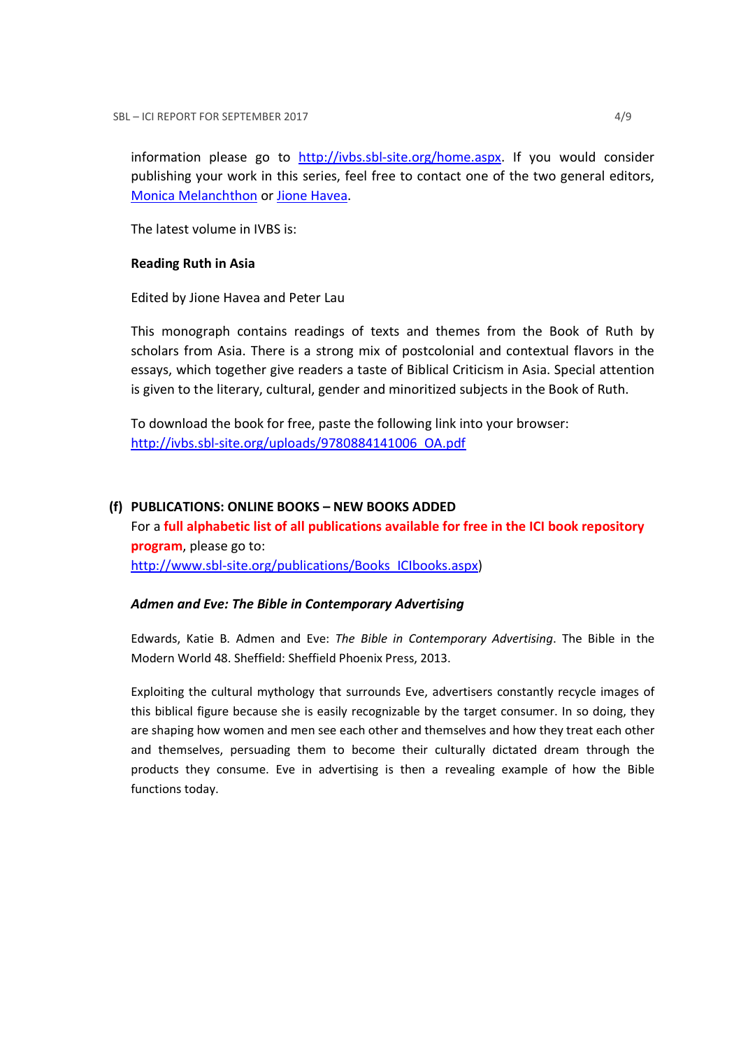information please go to [http://ivbs.sbl-site.org/home.aspx](http://ivbs.sbl-site.org/home.aspx). If you would consider publishing your work in this series, feel free to contact one of the two general editors, Monica Melanchthon or Jione Havea.

The latest volume in IVBS is:

**Reading Ruth in Asia**

Edited by Jione Havea and Peter Lau

This monograph contains readings of texts and themes from the Book of Ruth by scholars from Asia. There is a strong mix of postcolonial and contextual flavors in the essays, which together give readers a taste of Biblical Criticism in Asia. Special attention is given to the literary, cultural, gender and minoritized subjects in the Book of Ruth.

To download the book for free, paste the following link into your browser:
[http://ivbs.sbl-site.org/uploads/9780884141006_OA.pdf](http://ivbs.sbl-site.org/uploads/9780884141006_OA.pdf)

## (f) PUBLICATIONS: ONLINE BOOKS – NEW BOOKS ADDED

For a **full alphabetic list of all publications available for free in the ICI book repository program**, please go to:
[http://www.sbl-site.org/publications/Books_ICIbooks.aspx](http://www.sbl-site.org/publications/Books_ICIbooks.aspx))

***Admen and Eve: The Bible in Contemporary Advertising***

Edwards, Katie B. Admen and Eve: *The Bible in Contemporary Advertising*. The Bible in the Modern World 48. Sheffield: Sheffield Phoenix Press, 2013.

Exploiting the cultural mythology that surrounds Eve, advertisers constantly recycle images of this biblical figure because she is easily recognizable by the target consumer. In so doing, they are shaping how women and men see each other and themselves and how they treat each other and themselves, persuading them to become their culturally dictated dream through the products they consume. Eve in advertising is then a revealing example of how the Bible functions today.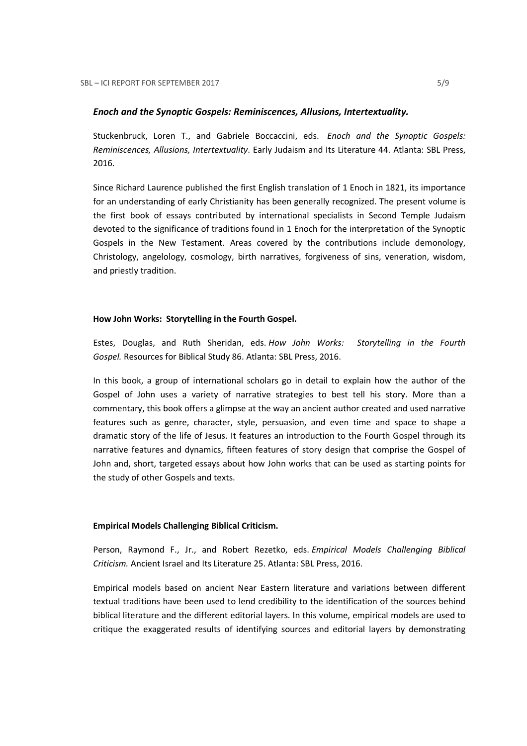### ***Enoch and the Synoptic Gospels: Reminiscences, Allusions, Intertextuality.***

Stuckenbruck, Loren T., and Gabriele Boccaccini, eds. *Enoch and the Synoptic Gospels: Reminiscences, Allusions, Intertextuality*. Early Judaism and Its Literature 44. Atlanta: SBL Press, 2016.

Since Richard Laurence published the first English translation of 1 Enoch in 1821, its importance for an understanding of early Christianity has been generally recognized. The present volume is the first book of essays contributed by international specialists in Second Temple Judaism devoted to the significance of traditions found in 1 Enoch for the interpretation of the Synoptic Gospels in the New Testament. Areas covered by the contributions include demonology, Christology, angelology, cosmology, birth narratives, forgiveness of sins, veneration, wisdom, and priestly tradition.

### **How John Works: Storytelling in the Fourth Gospel.**

Estes, Douglas, and Ruth Sheridan, eds. *How John Works: Storytelling in the Fourth Gospel.* Resources for Biblical Study 86. Atlanta: SBL Press, 2016.

In this book, a group of international scholars go in detail to explain how the author of the Gospel of John uses a variety of narrative strategies to best tell his story. More than a commentary, this book offers a glimpse at the way an ancient author created and used narrative features such as genre, character, style, persuasion, and even time and space to shape a dramatic story of the life of Jesus. It features an introduction to the Fourth Gospel through its narrative features and dynamics, fifteen features of story design that comprise the Gospel of John and, short, targeted essays about how John works that can be used as starting points for the study of other Gospels and texts.

### **Empirical Models Challenging Biblical Criticism.**

Person, Raymond F., Jr., and Robert Rezetko, eds. *Empirical Models Challenging Biblical Criticism.* Ancient Israel and Its Literature 25. Atlanta: SBL Press, 2016.

Empirical models based on ancient Near Eastern literature and variations between different textual traditions have been used to lend credibility to the identification of the sources behind biblical literature and the different editorial layers. In this volume, empirical models are used to critique the exaggerated results of identifying sources and editorial layers by demonstrating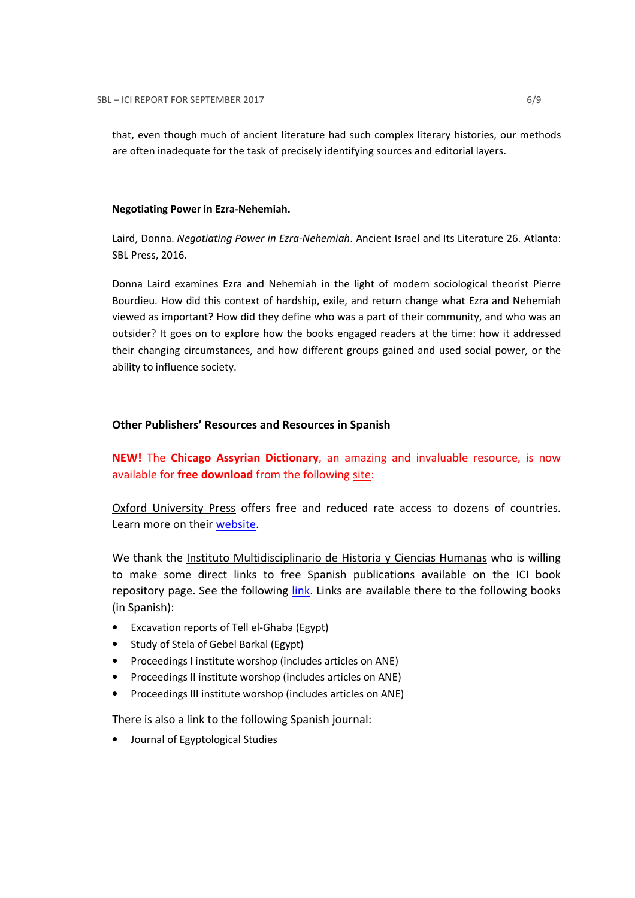that, even though much of ancient literature had such complex literary histories, our methods are often inadequate for the task of precisely identifying sources and editorial layers.

**Negotiating Power in Ezra-Nehemiah.**

Laird, Donna. *Negotiating Power in Ezra-Nehemiah*. Ancient Israel and Its Literature 26. Atlanta: SBL Press, 2016.

Donna Laird examines Ezra and Nehemiah in the light of modern sociological theorist Pierre Bourdieu. How did this context of hardship, exile, and return change what Ezra and Nehemiah viewed as important? How did they define who was a part of their community, and who was an outsider? It goes on to explore how the books engaged readers at the time: how it addressed their changing circumstances, and how different groups gained and used social power, or the ability to influence society.

**Other Publishers' Resources and Resources in Spanish**

**NEW!** The **Chicago Assyrian Dictionary**, an amazing and invaluable resource, is now available for **free download** from the following site:

Oxford University Press offers free and reduced rate access to dozens of countries. Learn more on their website.

We thank the Instituto Multidisciplinario de Historia y Ciencias Humanas who is willing to make some direct links to free Spanish publications available on the ICI book repository page. See the following link. Links are available there to the following books (in Spanish):

- Excavation reports of Tell el-Ghaba (Egypt)
- Study of Stela of Gebel Barkal (Egypt)
- Proceedings I institute worshop (includes articles on ANE)
- Proceedings II institute worshop (includes articles on ANE)
- Proceedings III institute worshop (includes articles on ANE)

There is also a link to the following Spanish journal:

- Journal of Egyptological Studies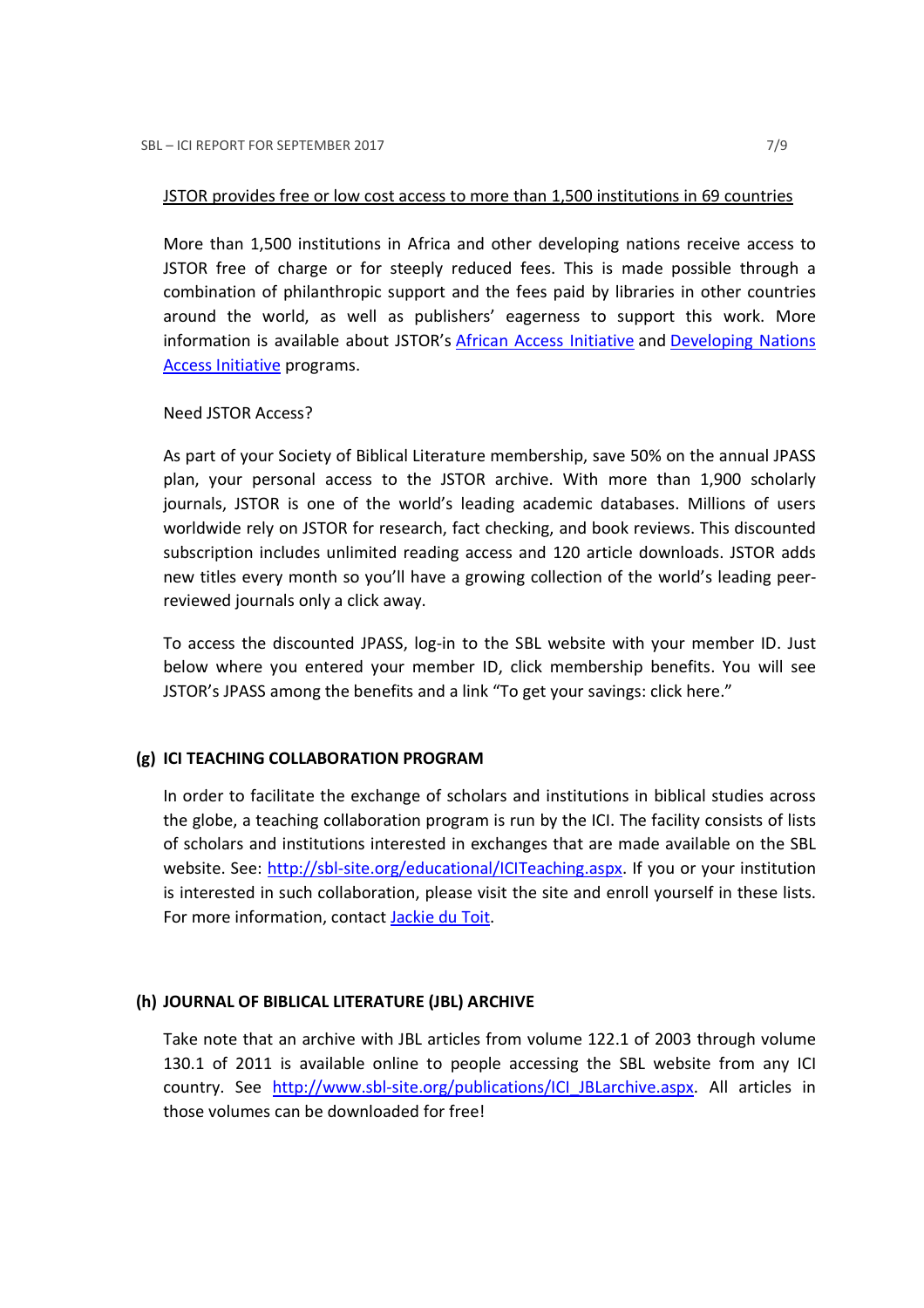JSTOR provides free or low cost access to more than 1,500 institutions in 69 countries

More than 1,500 institutions in Africa and other developing nations receive access to JSTOR free of charge or for steeply reduced fees. This is made possible through a combination of philanthropic support and the fees paid by libraries in other countries around the world, as well as publishers' eagerness to support this work. More information is available about JSTOR's African Access Initiative and Developing Nations Access Initiative programs.

Need JSTOR Access?

As part of your Society of Biblical Literature membership, save 50% on the annual JPASS plan, your personal access to the JSTOR archive. With more than 1,900 scholarly journals, JSTOR is one of the world's leading academic databases. Millions of users worldwide rely on JSTOR for research, fact checking, and book reviews. This discounted subscription includes unlimited reading access and 120 article downloads. JSTOR adds new titles every month so you'll have a growing collection of the world's leading peer-reviewed journals only a click away.

To access the discounted JPASS, log-in to the SBL website with your member ID. Just below where you entered your member ID, click membership benefits. You will see JSTOR's JPASS among the benefits and a link "To get your savings: click here."

### (g) ICI TEACHING COLLABORATION PROGRAM

In order to facilitate the exchange of scholars and institutions in biblical studies across the globe, a teaching collaboration program is run by the ICI. The facility consists of lists of scholars and institutions interested in exchanges that are made available on the SBL website. See: http://sbl-site.org/educational/ICITeaching.aspx. If you or your institution is interested in such collaboration, please visit the site and enroll yourself in these lists. For more information, contact Jackie du Toit.

### (h) JOURNAL OF BIBLICAL LITERATURE (JBL) ARCHIVE

Take note that an archive with JBL articles from volume 122.1 of 2003 through volume 130.1 of 2011 is available online to people accessing the SBL website from any ICI country. See http://www.sbl-site.org/publications/ICI_JBLarchive.aspx. All articles in those volumes can be downloaded for free!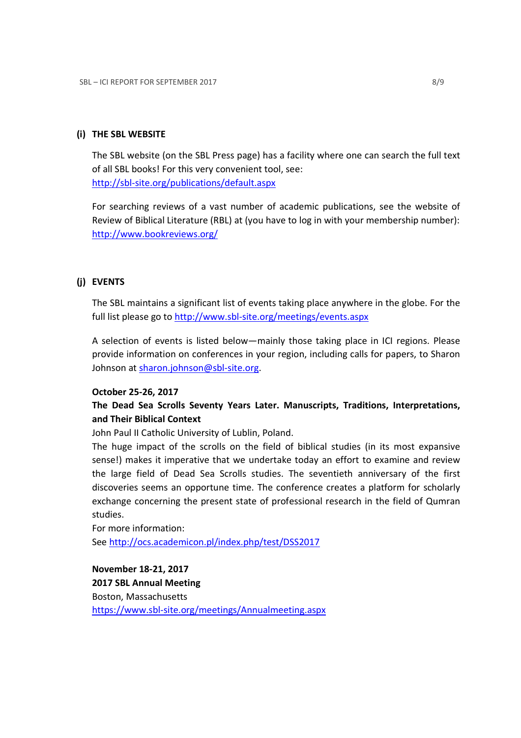### (i) THE SBL WEBSITE

The SBL website (on the SBL Press page) has a facility where one can search the full text of all SBL books! For this very convenient tool, see: [http://sbl-site.org/publications/default.aspx](http://sbl-site.org/publications/default.aspx)

For searching reviews of a vast number of academic publications, see the website of Review of Biblical Literature (RBL) at (you have to log in with your membership number): [http://www.bookreviews.org/](http://www.bookreviews.org/)

### (j) EVENTS

The SBL maintains a significant list of events taking place anywhere in the globe. For the full list please go to [http://www.sbl-site.org/meetings/events.aspx](http://www.sbl-site.org/meetings/events.aspx)

A selection of events is listed below—mainly those taking place in ICI regions. Please provide information on conferences in your region, including calls for papers, to Sharon Johnson at [sharon.johnson@sbl-site.org](mailto:sharon.johnson@sbl-site.org).

**October 25-26, 2017**

**The Dead Sea Scrolls Seventy Years Later. Manuscripts, Traditions, Interpretations, and Their Biblical Context**

John Paul II Catholic University of Lublin, Poland.

The huge impact of the scrolls on the field of biblical studies (in its most expansive sense!) makes it imperative that we undertake today an effort to examine and review the large field of Dead Sea Scrolls studies. The seventieth anniversary of the first discoveries seems an opportune time. The conference creates a platform for scholarly exchange concerning the present state of professional research in the field of Qumran studies.

For more information:

See [http://ocs.academicon.pl/index.php/test/DSS2017](http://ocs.academicon.pl/index.php/test/DSS2017)

**November 18-21, 2017**

**2017 SBL Annual Meeting**

Boston, Massachusetts

[https://www.sbl-site.org/meetings/Annualmeeting.aspx](https://www.sbl-site.org/meetings/Annualmeeting.aspx)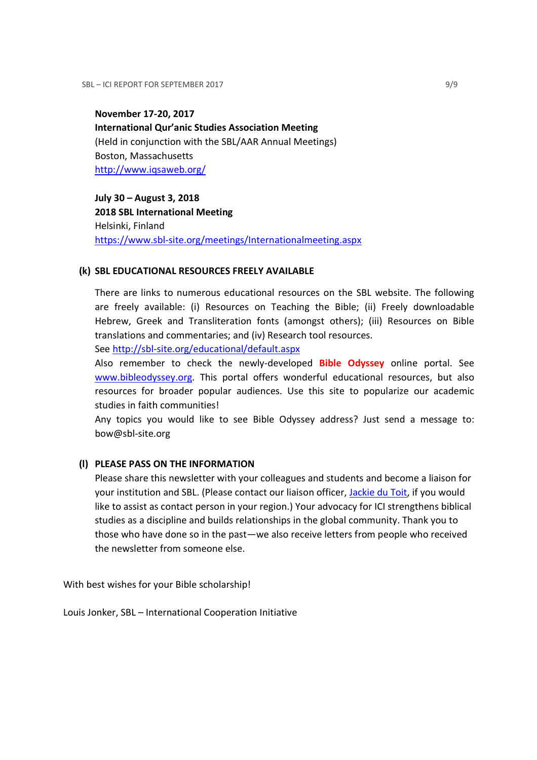**November 17-20, 2017**
**International Qur'anic Studies Association Meeting**
(Held in conjunction with the SBL/AAR Annual Meetings)
Boston, Massachusetts
http://www.iqsaweb.org/

**July 30 – August 3, 2018**
**2018 SBL International Meeting**
Helsinki, Finland
https://www.sbl-site.org/meetings/Internationalmeeting.aspx

**(k) SBL EDUCATIONAL RESOURCES FREELY AVAILABLE**

There are links to numerous educational resources on the SBL website. The following are freely available: (i) Resources on Teaching the Bible; (ii) Freely downloadable Hebrew, Greek and Transliteration fonts (amongst others); (iii) Resources on Bible translations and commentaries; and (iv) Research tool resources.
See http://sbl-site.org/educational/default.aspx
Also remember to check the newly-developed **Bible Odyssey** online portal. See www.bibleodyssey.org. This portal offers wonderful educational resources, but also resources for broader popular audiences. Use this site to popularize our academic studies in faith communities!
Any topics you would like to see Bible Odyssey address? Just send a message to: bow@sbl-site.org

**(l) PLEASE PASS ON THE INFORMATION**

Please share this newsletter with your colleagues and students and become a liaison for your institution and SBL. (Please contact our liaison officer, Jackie du Toit, if you would like to assist as contact person in your region.) Your advocacy for ICI strengthens biblical studies as a discipline and builds relationships in the global community. Thank you to those who have done so in the past—we also receive letters from people who received the newsletter from someone else.

With best wishes for your Bible scholarship!

Louis Jonker, SBL – International Cooperation Initiative